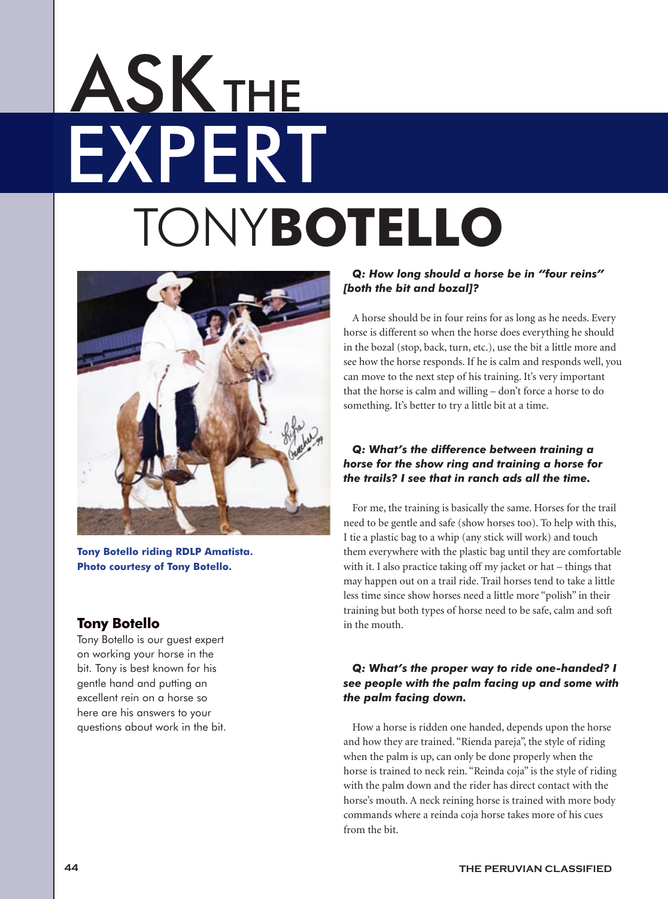# ASK THE EXPERT

## TONY BOTELLO

Tony Botello riding RDLP Amatista. Photo courtesy of Tony Botello.

### Tony Botello

Tony Botello is our guest expert on working your horse in the bit. Tony is best known for his gentle hand and putting an excellent rein on a horse so here are his answers to your questions about work in the bit.

***Q: How long should a horse be in "four reins" [both the bit and bozal]?***

A horse should be in four reins for as long as he needs. Every horse is different so when the horse does everything he should in the bozal (stop, back, turn, etc.), use the bit a little more and see how the horse responds. If he is calm and responds well, you can move to the next step of his training. It's very important that the horse is calm and willing – don't force a horse to do something. It's better to try a little bit at a time.

***Q: What's the difference between training a horse for the show ring and training a horse for the trails? I see that in ranch ads all the time.***

For me, the training is basically the same. Horses for the trail need to be gentle and safe (show horses too). To help with this, I tie a plastic bag to a whip (any stick will work) and touch them everywhere with the plastic bag until they are comfortable with it. I also practice taking off my jacket or hat – things that may happen out on a trail ride. Trail horses tend to take a little less time since show horses need a little more "polish" in their training but both types of horse need to be safe, calm and soft in the mouth.

***Q: What's the proper way to ride one-handed? I see people with the palm facing up and some with the palm facing down.***

How a horse is ridden one handed, depends upon the horse and how they are trained. "Rienda pareja", the style of riding when the palm is up, can only be done properly when the horse is trained to neck rein. "Reinda coja" is the style of riding with the palm down and the rider has direct contact with the horse's mouth. A neck reining horse is trained with more body commands where a reinda coja horse takes more of his cues from the bit.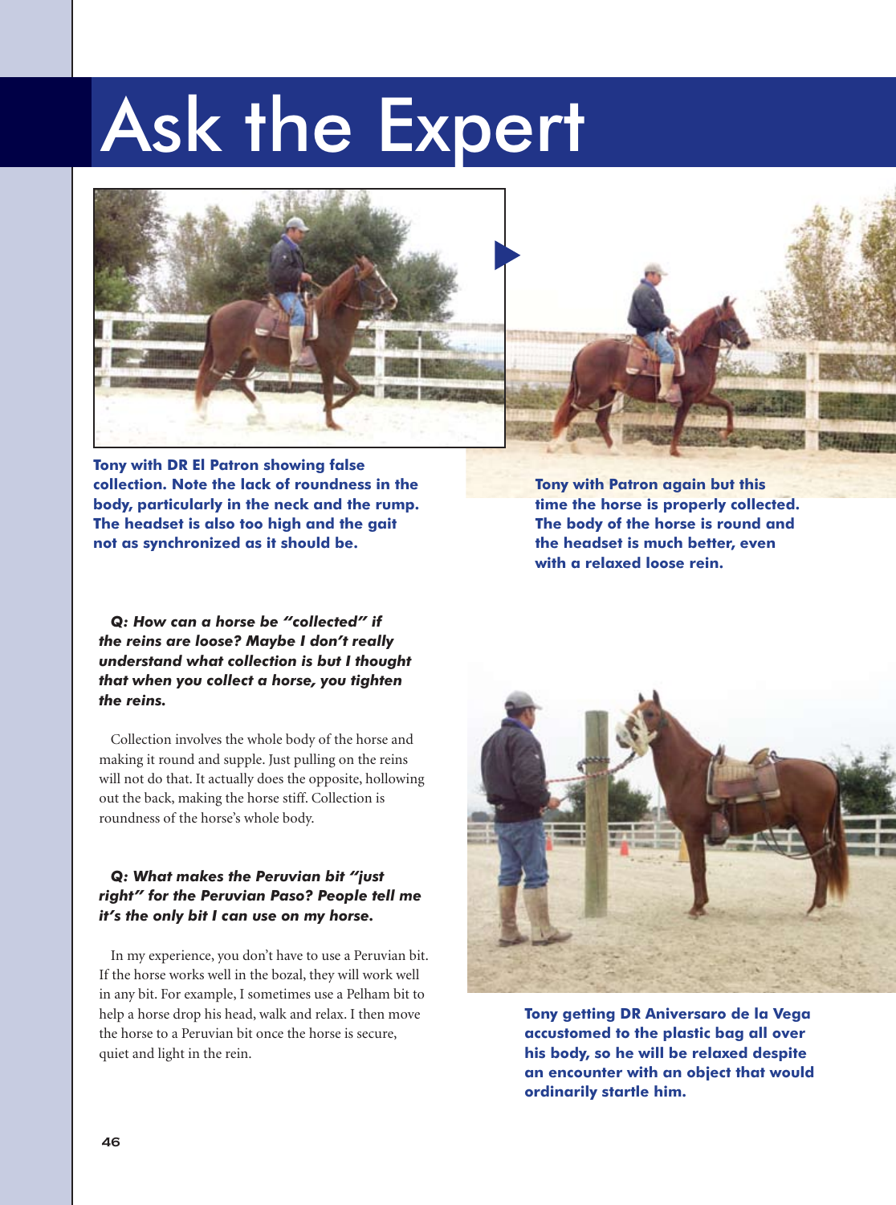# Ask the Expert

**Tony with DR El Patron showing false collection. Note the lack of roundness in the body, particularly in the neck and the rump. The headset is also too high and the gait not as synchronized as it should be.**

**Tony with Patron again but this time the horse is properly collected. The body of the horse is round and the headset is much better, even with a relaxed loose rein.**

***Q: How can a horse be "collected" if the reins are loose? Maybe I don't really understand what collection is but I thought that when you collect a horse, you tighten the reins.***

Collection involves the whole body of the horse and making it round and supple. Just pulling on the reins will not do that. It actually does the opposite, hollowing out the back, making the horse stiff. Collection is roundness of the horse's whole body.

***Q: What makes the Peruvian bit "just right" for the Peruvian Paso? People tell me it's the only bit I can use on my horse.***

In my experience, you don't have to use a Peruvian bit. If the horse works well in the bozal, they will work well in any bit. For example, I sometimes use a Pelham bit to help a horse drop his head, walk and relax. I then move the horse to a Peruvian bit once the horse is secure, quiet and light in the rein.

**Tony getting DR Aniversaro de la Vega accustomed to the plastic bag all over his body, so he will be relaxed despite an encounter with an object that would ordinarily startle him.**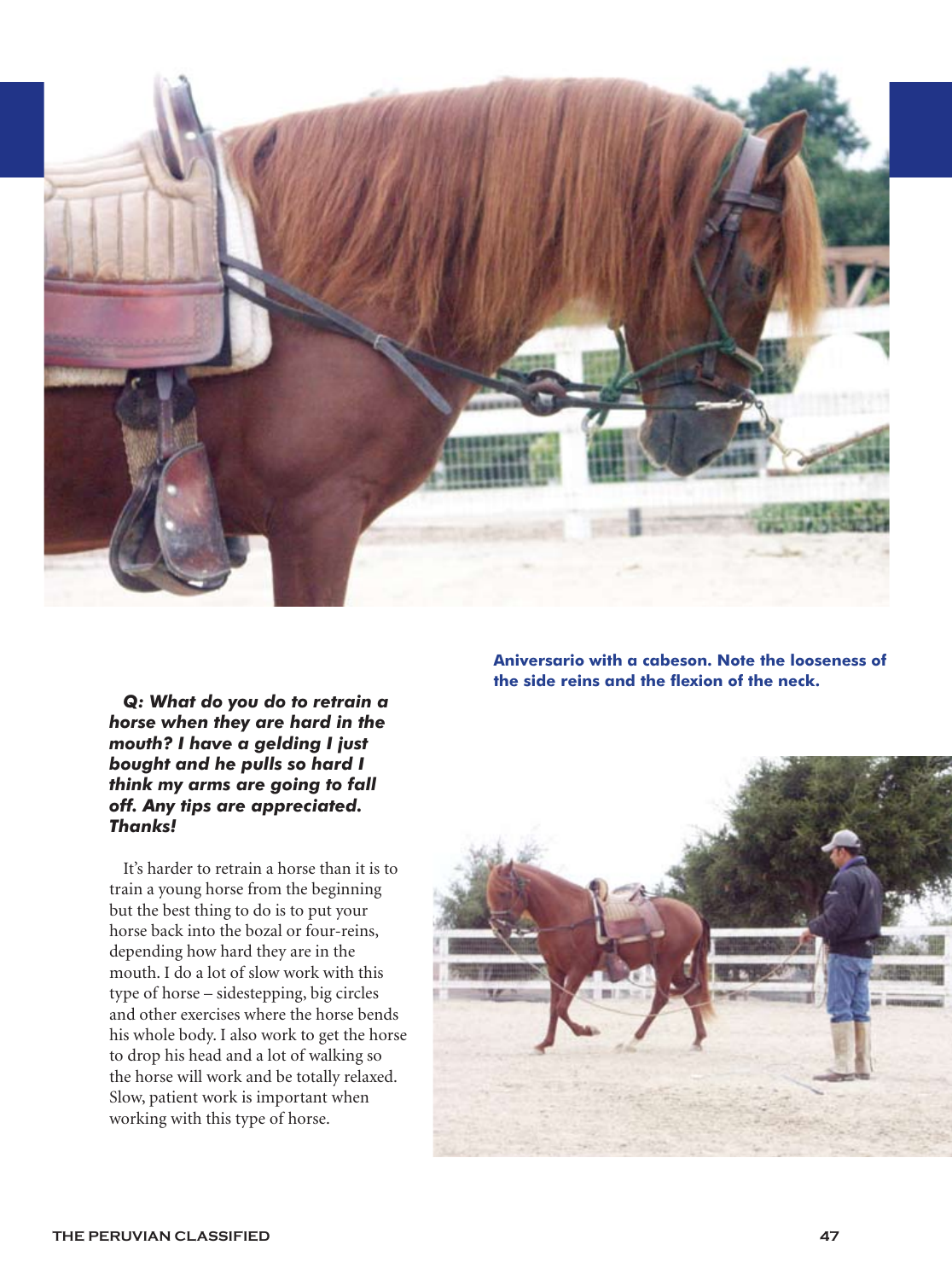Aniversario with a cabeson. Note the looseness of the side reins and the flexion of the neck.

***Q: What do you do to retrain a horse when they are hard in the mouth? I have a gelding I just bought and he pulls so hard I think my arms are going to fall off. Any tips are appreciated. Thanks!***

It's harder to retrain a horse than it is to train a young horse from the beginning but the best thing to do is to put your horse back into the bozal or four-reins, depending how hard they are in the mouth. I do a lot of slow work with this type of horse – sidestepping, big circles and other exercises where the horse bends his whole body. I also work to get the horse to drop his head and a lot of walking so the horse will work and be totally relaxed. Slow, patient work is important when working with this type of horse.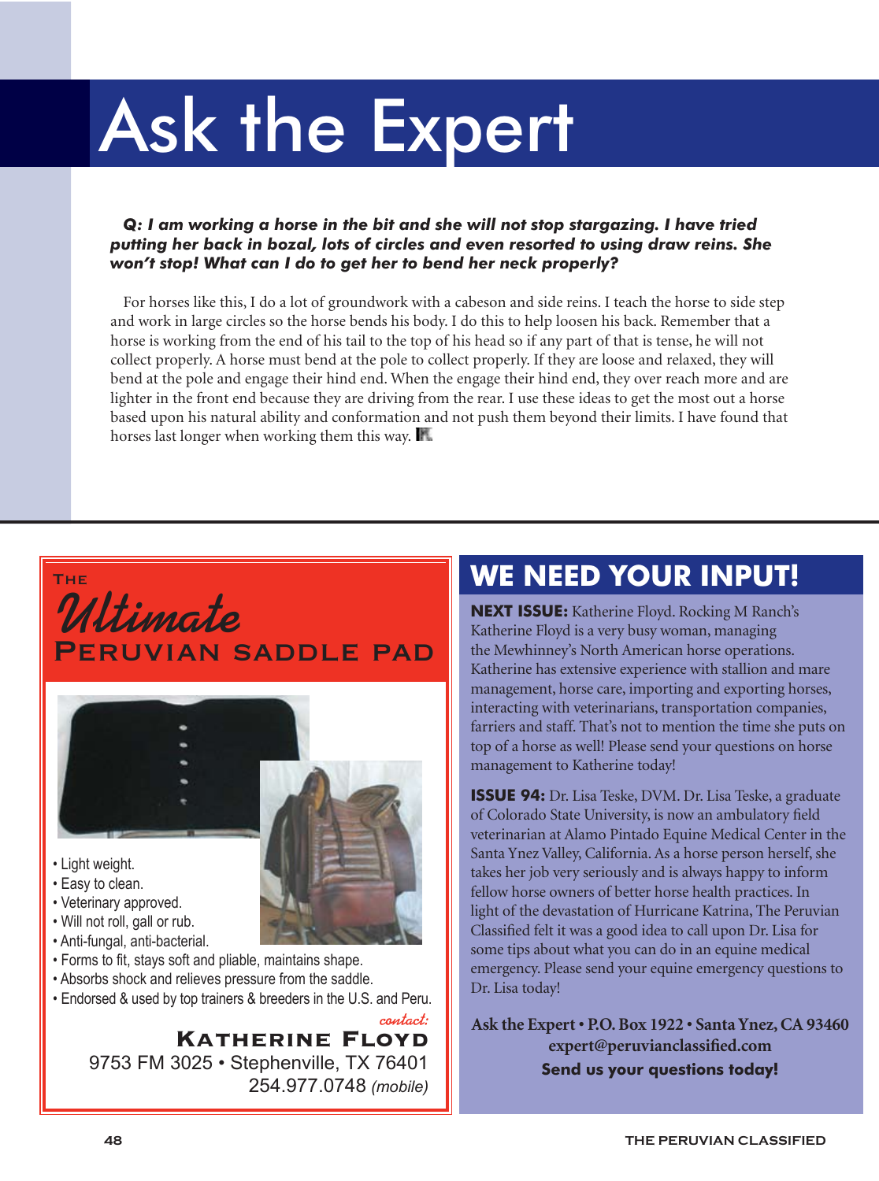# Ask the Expert

***Q: I am working a horse in the bit and she will not stop stargazing. I have tried putting her back in bozal, lots of circles and even resorted to using draw reins. She won't stop! What can I do to get her to bend her neck properly?***

For horses like this, I do a lot of groundwork with a cabeson and side reins. I teach the horse to side step and work in large circles so the horse bends his body. I do this to help loosen his back. Remember that a horse is working from the end of his tail to the top of his head so if any part of that is tense, he will not collect properly. A horse must bend at the pole to collect properly. If they are loose and relaxed, they will bend at the pole and engage their hind end. When the engage their hind end, they over reach more and are lighter in the front end because they are driving from the rear. I use these ideas to get the most out a horse based upon his natural ability and conformation and not push them beyond their limits. I have found that horses last longer when working them this way.

---

THE

*Ultimate*

## PERUVIAN SADDLE PAD

- Light weight.
- Easy to clean.
- Veterinary approved.
- Will not roll, gall or rub.
- Anti-fungal, anti-bacterial.
- Forms to fit, stays soft and pliable, maintains shape.
- Absorbs shock and relieves pressure from the saddle.
- Endorsed & used by top trainers & breeders in the U.S. and Peru.

*contact:*

**KATHERINE FLOYD**
9753 FM 3025 • Stephenville, TX 76401
254.977.0748 *(mobile)*

## WE NEED YOUR INPUT!

**NEXT ISSUE:** Katherine Floyd. Rocking M Ranch's Katherine Floyd is a very busy woman, managing the Mewhinney's North American horse operations. Katherine has extensive experience with stallion and mare management, horse care, importing and exporting horses, interacting with veterinarians, transportation companies, farriers and staff. That's not to mention the time she puts on top of a horse as well! Please send your questions on horse management to Katherine today!

**ISSUE 94:** Dr. Lisa Teske, DVM. Dr. Lisa Teske, a graduate of Colorado State University, is now an ambulatory field veterinarian at Alamo Pintado Equine Medical Center in the Santa Ynez Valley, California. As a horse person herself, she takes her job very seriously and is always happy to inform fellow horse owners of better horse health practices. In light of the devastation of Hurricane Katrina, The Peruvian Classified felt it was a good idea to call upon Dr. Lisa for some tips about what you can do in an equine medical emergency. Please send your equine emergency questions to Dr. Lisa today!

**Ask the Expert • P.O. Box 1922 • Santa Ynez, CA 93460**
**expert@peruvianclassified.com**
**Send us your questions today!**